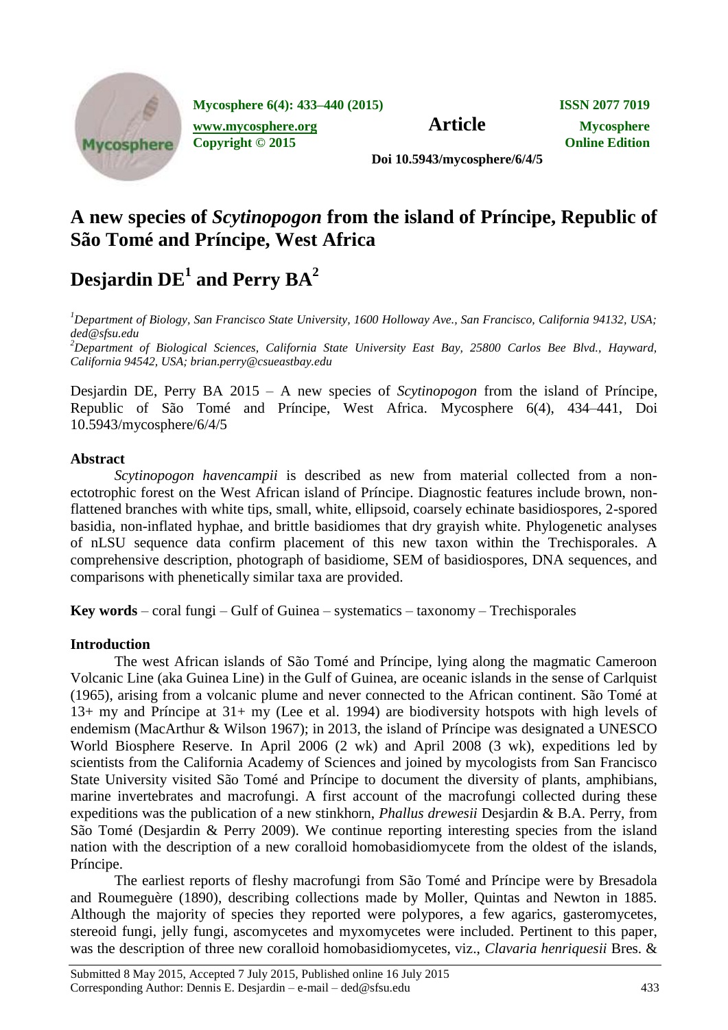# A new species of *Scytinopogon* from the island of Príncipe, Republic of São Tomé and Príncipe, West Africa

## Desjardin DE[1] and Perry BA[2]

[1]*Department of Biology, San Francisco State University, 1600 Holloway Ave., San Francisco, California 94132, USA; ded@sfsu.edu*

[2]*Department of Biological Sciences, California State University East Bay, 25800 Carlos Bee Blvd., Hayward, California 94542, USA; brian.perry@csueastbay.edu*

Desjardin DE, Perry BA 2015 – A new species of *Scytinopogon* from the island of Príncipe, Republic of São Tomé and Príncipe, West Africa. Mycosphere 6(4), 434–441, Doi 10.5943/mycosphere/6/4/5

### Abstract

*Scytinopogon havencampii* is described as new from material collected from a non-ectotrophic forest on the West African island of Príncipe. Diagnostic features include brown, non-flattened branches with white tips, small, white, ellipsoid, coarsely echinate basidiospores, 2-spored basidia, non-inflated hyphae, and brittle basidiomes that dry grayish white. Phylogenetic analyses of nLSU sequence data confirm placement of this new taxon within the Trechisporales. A comprehensive description, photograph of basidiome, SEM of basidiospores, DNA sequences, and comparisons with phenetically similar taxa are provided.

**Key words** – coral fungi – Gulf of Guinea – systematics – taxonomy – Trechisporales

### Introduction

The west African islands of São Tomé and Príncipe, lying along the magmatic Cameroon Volcanic Line (aka Guinea Line) in the Gulf of Guinea, are oceanic islands in the sense of Carlquist (1965), arising from a volcanic plume and never connected to the African continent. São Tomé at 13+ my and Príncipe at 31+ my (Lee et al. 1994) are biodiversity hotspots with high levels of endemism (MacArthur & Wilson 1967); in 2013, the island of Príncipe was designated a UNESCO World Biosphere Reserve. In April 2006 (2 wk) and April 2008 (3 wk), expeditions led by scientists from the California Academy of Sciences and joined by mycologists from San Francisco State University visited São Tomé and Príncipe to document the diversity of plants, amphibians, marine invertebrates and macrofungi. A first account of the macrofungi collected during these expeditions was the publication of a new stinkhorn, *Phallus drewesii* Desjardin & B.A. Perry, from São Tomé (Desjardin & Perry 2009). We continue reporting interesting species from the island nation with the description of a new coralloid homobasidiomycete from the oldest of the islands, Príncipe.

The earliest reports of fleshy macrofungi from São Tomé and Príncipe were by Bresadola and Roumeguère (1890), describing collections made by Moller, Quintas and Newton in 1885. Although the majority of species they reported were polypores, a few agarics, gasteromycetes, stereoid fungi, jelly fungi, ascomycetes and myxomycetes were included. Pertinent to this paper, was the description of three new coralloid homobasidiomycetes, viz., *Clavaria henriquesii* Bres. &

Submitted 8 May 2015, Accepted 7 July 2015, Published online 16 July 2015
Corresponding Author: Dennis E. Desjardin – e-mail – ded@sfsu.edu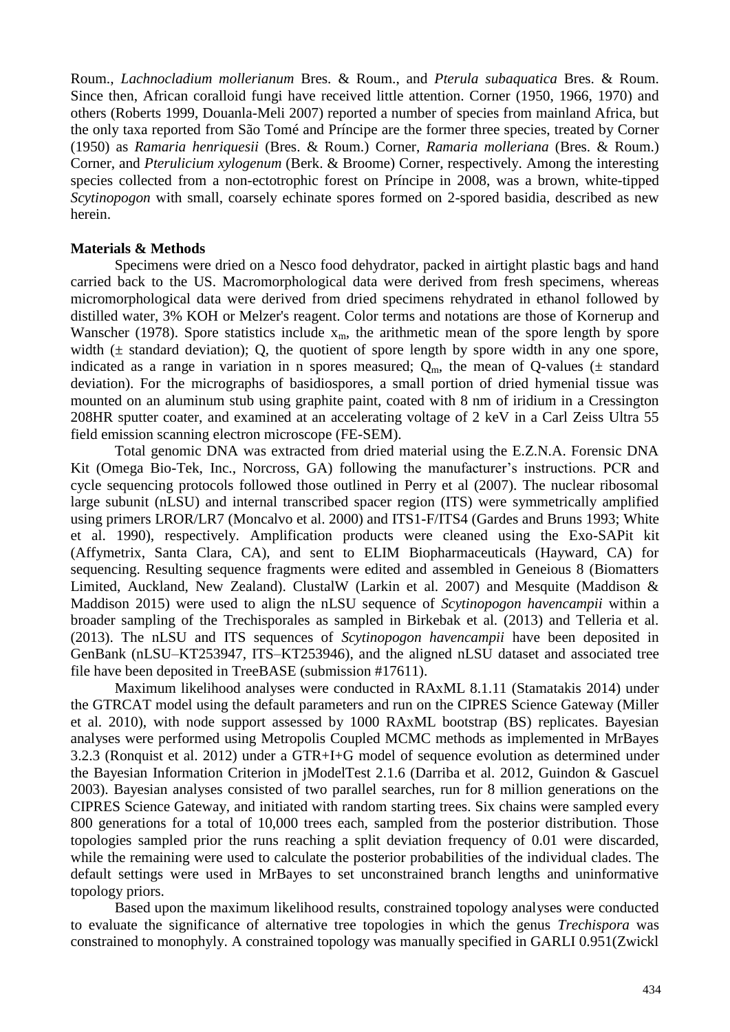Roum., *Lachnocladium mollerianum* Bres. & Roum., and *Pterula subaquatica* Bres. & Roum. Since then, African coralloid fungi have received little attention. Corner (1950, 1966, 1970) and others (Roberts 1999, Douanla-Meli 2007) reported a number of species from mainland Africa, but the only taxa reported from São Tomé and Príncipe are the former three species, treated by Corner (1950) as *Ramaria henriquesii* (Bres. & Roum.) Corner, *Ramaria molleriana* (Bres. & Roum.) Corner, and *Pterulicium xylogenum* (Berk. & Broome) Corner, respectively. Among the interesting species collected from a non-ectotrophic forest on Príncipe in 2008, was a brown, white-tipped *Scytinopogon* with small, coarsely echinate spores formed on 2-spored basidia, described as new herein.

**Materials & Methods**

Specimens were dried on a Nesco food dehydrator, packed in airtight plastic bags and hand carried back to the US. Macromorphological data were derived from fresh specimens, whereas micromorphological data were derived from dried specimens rehydrated in ethanol followed by distilled water, 3% KOH or Melzer's reagent. Color terms and notations are those of Kornerup and Wanscher (1978). Spore statistics include $x_m$, the arithmetic mean of the spore length by spore width (± standard deviation); Q, the quotient of spore length by spore width in any one spore, indicated as a range in variation in n spores measured; $Q_m$, the mean of Q-values (± standard deviation). For the micrographs of basidiospores, a small portion of dried hymenial tissue was mounted on an aluminum stub using graphite paint, coated with 8 nm of iridium in a Cressington 208HR sputter coater, and examined at an accelerating voltage of 2 keV in a Carl Zeiss Ultra 55 field emission scanning electron microscope (FE-SEM).

Total genomic DNA was extracted from dried material using the E.Z.N.A. Forensic DNA Kit (Omega Bio-Tek, Inc., Norcross, GA) following the manufacturer's instructions. PCR and cycle sequencing protocols followed those outlined in Perry et al (2007). The nuclear ribosomal large subunit (nLSU) and internal transcribed spacer region (ITS) were symmetrically amplified using primers LROR/LR7 (Moncalvo et al. 2000) and ITS1-F/ITS4 (Gardes and Bruns 1993; White et al. 1990), respectively. Amplification products were cleaned using the Exo-SAPit kit (Affymetrix, Santa Clara, CA), and sent to ELIM Biopharmaceuticals (Hayward, CA) for sequencing. Resulting sequence fragments were edited and assembled in Geneious 8 (Biomatters Limited, Auckland, New Zealand). ClustalW (Larkin et al. 2007) and Mesquite (Maddison & Maddison 2015) were used to align the nLSU sequence of *Scytinopogon havencampii* within a broader sampling of the Trechisporales as sampled in Birkebak et al. (2013) and Telleria et al. (2013). The nLSU and ITS sequences of *Scytinopogon havencampii* have been deposited in GenBank (nLSU–KT253947, ITS–KT253946), and the aligned nLSU dataset and associated tree file have been deposited in TreeBASE (submission #17611).

Maximum likelihood analyses were conducted in RAxML 8.1.11 (Stamatakis 2014) under the GTRCAT model using the default parameters and run on the CIPRES Science Gateway (Miller et al. 2010), with node support assessed by 1000 RAxML bootstrap (BS) replicates. Bayesian analyses were performed using Metropolis Coupled MCMC methods as implemented in MrBayes 3.2.3 (Ronquist et al. 2012) under a GTR+I+G model of sequence evolution as determined under the Bayesian Information Criterion in jModelTest 2.1.6 (Darriba et al. 2012, Guindon & Gascuel 2003). Bayesian analyses consisted of two parallel searches, run for 8 million generations on the CIPRES Science Gateway, and initiated with random starting trees. Six chains were sampled every 800 generations for a total of 10,000 trees each, sampled from the posterior distribution. Those topologies sampled prior the runs reaching a split deviation frequency of 0.01 were discarded, while the remaining were used to calculate the posterior probabilities of the individual clades. The default settings were used in MrBayes to set unconstrained branch lengths and uninformative topology priors.

Based upon the maximum likelihood results, constrained topology analyses were conducted to evaluate the significance of alternative tree topologies in which the genus *Trechispora* was constrained to monophyly. A constrained topology was manually specified in GARLI 0.951(Zwickl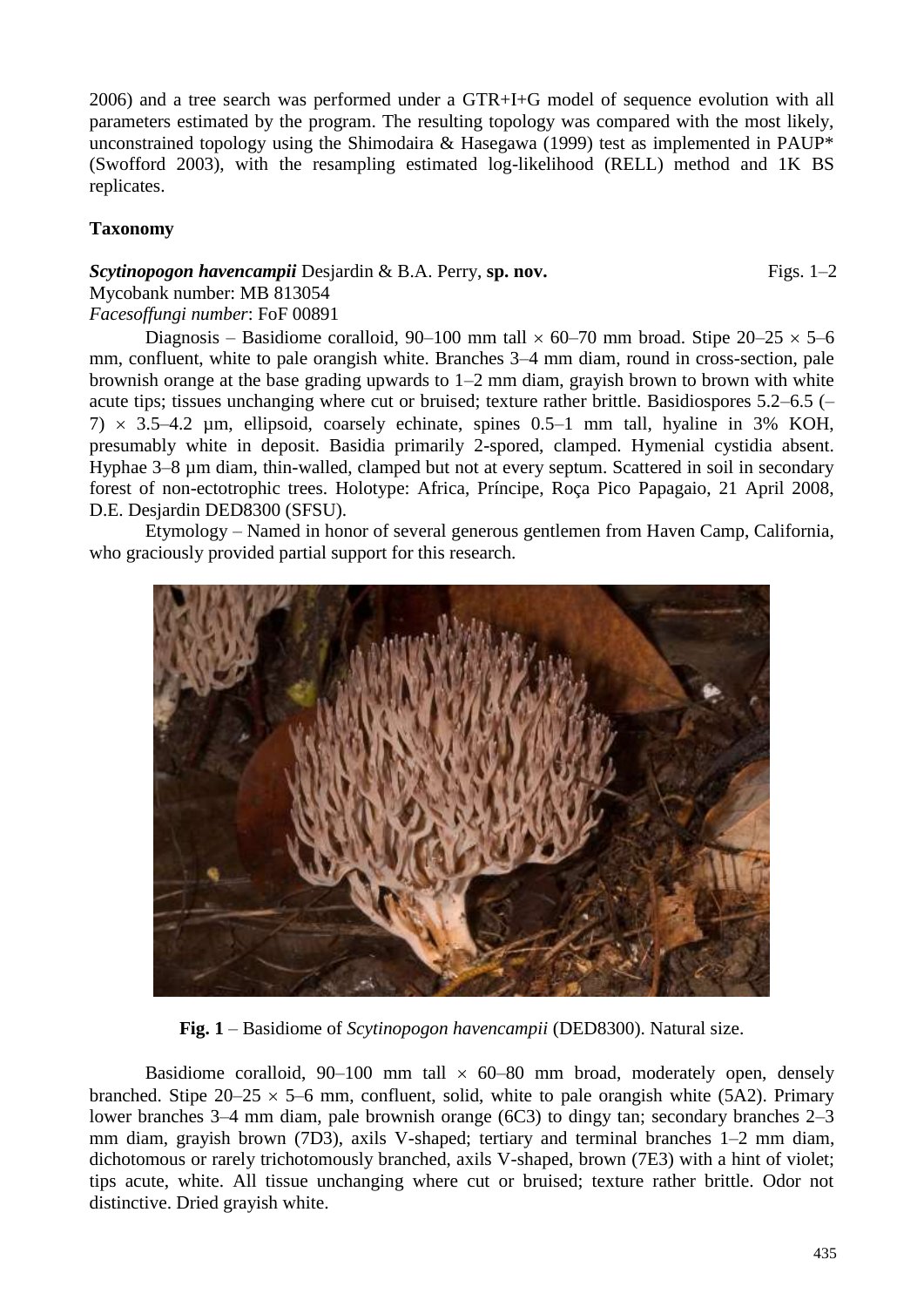2006) and a tree search was performed under a GTR+I+G model of sequence evolution with all parameters estimated by the program. The resulting topology was compared with the most likely, unconstrained topology using the Shimodaira & Hasegawa (1999) test as implemented in PAUP* (Swofford 2003), with the resampling estimated log-likelihood (RELL) method and 1K BS replicates.

## Taxonomy

***Scytinopogon havencampii*** Desjardin & B.A. Perry, **sp. nov.** Figs. 1–2

Mycobank number: MB 813054

*Facesoffungi number*: FoF 00891

Diagnosis – Basidiome coralloid, 90–100 mm tall × 60–70 mm broad. Stipe 20–25 × 5–6 mm, confluent, white to pale orangish white. Branches 3–4 mm diam, round in cross-section, pale brownish orange at the base grading upwards to 1–2 mm diam, grayish brown to brown with white acute tips; tissues unchanging where cut or bruised; texture rather brittle. Basidiospores 5.2–6.5 (–7) × 3.5–4.2 µm, ellipsoid, coarsely echinate, spines 0.5–1 mm tall, hyaline in 3% KOH, presumably white in deposit. Basidia primarily 2-spored, clamped. Hymenial cystidia absent. Hyphae 3–8 µm diam, thin-walled, clamped but not at every septum. Scattered in soil in secondary forest of non-ectotrophic trees. Holotype: Africa, Príncipe, Roça Pico Papagaio, 21 April 2008, D.E. Desjardin DED8300 (SFSU).

Etymology – Named in honor of several generous gentlemen from Haven Camp, California, who graciously provided partial support for this research.

**Fig. 1** – Basidiome of *Scytinopogon havencampii* (DED8300). Natural size.

Basidiome coralloid, 90–100 mm tall × 60–80 mm broad, moderately open, densely branched. Stipe 20–25 × 5–6 mm, confluent, solid, white to pale orangish white (5A2). Primary lower branches 3–4 mm diam, pale brownish orange (6C3) to dingy tan; secondary branches 2–3 mm diam, grayish brown (7D3), axils V-shaped; tertiary and terminal branches 1–2 mm diam, dichotomous or rarely trichotomously branched, axils V-shaped, brown (7E3) with a hint of violet; tips acute, white. All tissue unchanging where cut or bruised; texture rather brittle. Odor not distinctive. Dried grayish white.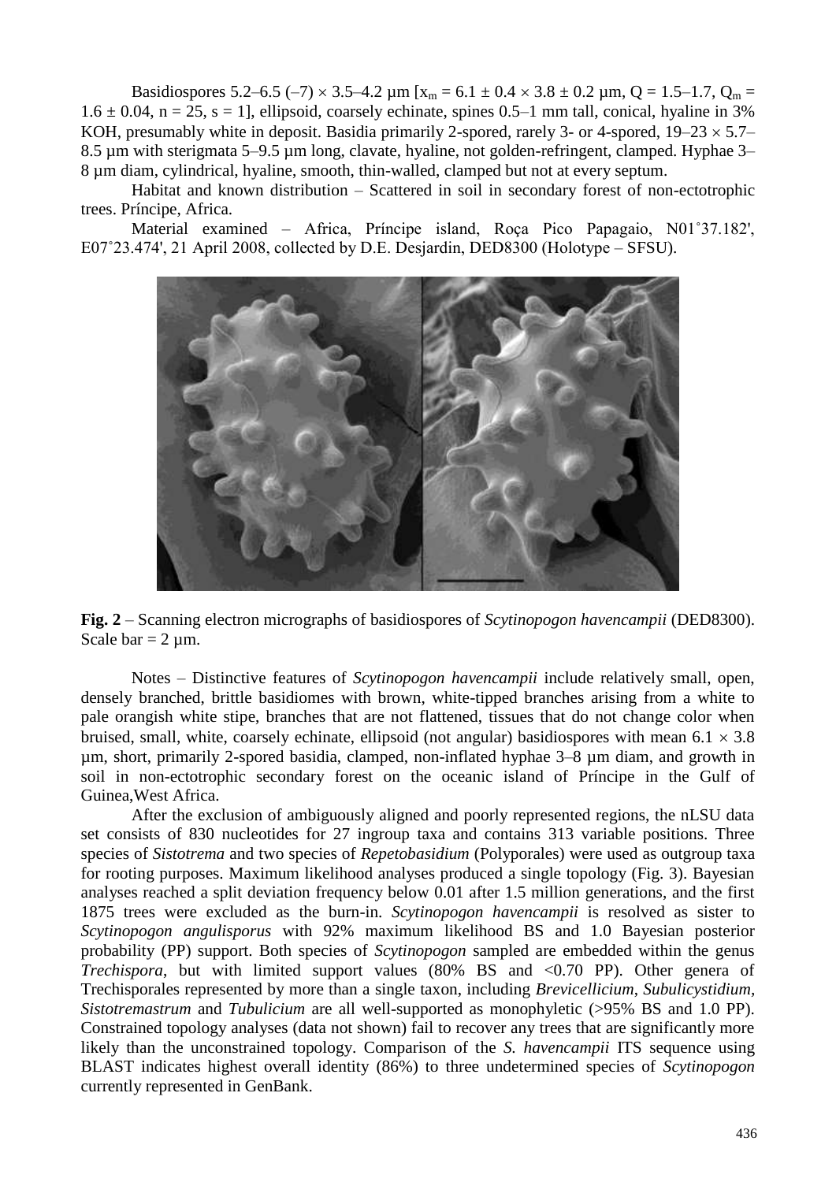Basidiospores 5.2–6.5 (–7) × 3.5–4.2 µm [$x_m$ = 6.1 ± 0.4 × 3.8 ± 0.2 µm, Q = 1.5–1.7, $Q_m$ = 1.6 ± 0.04, n = 25, s = 1], ellipsoid, coarsely echinate, spines 0.5–1 mm tall, conical, hyaline in 3% KOH, presumably white in deposit. Basidia primarily 2-spored, rarely 3- or 4-spored, 19–23 × 5.7–8.5 µm with sterigmata 5–9.5 µm long, clavate, hyaline, not golden-refringent, clamped. Hyphae 3–8 µm diam, cylindrical, hyaline, smooth, thin-walled, clamped but not at every septum.

Habitat and known distribution – Scattered in soil in secondary forest of non-ectotrophic trees. Príncipe, Africa.

Material examined – Africa, Príncipe island, Roça Pico Papagaio, N01˚37.182', E07˚23.474', 21 April 2008, collected by D.E. Desjardin, DED8300 (Holotype – SFSU).

**Fig. 2** – Scanning electron micrographs of basidiospores of *Scytinopogon havencampii* (DED8300). Scale bar = 2 µm.

Notes – Distinctive features of *Scytinopogon havencampii* include relatively small, open, densely branched, brittle basidiomes with brown, white-tipped branches arising from a white to pale orangish white stipe, branches that are not flattened, tissues that do not change color when bruised, small, white, coarsely echinate, ellipsoid (not angular) basidiospores with mean 6.1 × 3.8 µm, short, primarily 2-spored basidia, clamped, non-inflated hyphae 3–8 µm diam, and growth in soil in non-ectotrophic secondary forest on the oceanic island of Príncipe in the Gulf of Guinea,West Africa.

After the exclusion of ambiguously aligned and poorly represented regions, the nLSU data set consists of 830 nucleotides for 27 ingroup taxa and contains 313 variable positions. Three species of *Sistotrema* and two species of *Repetobasidium* (Polyporales) were used as outgroup taxa for rooting purposes. Maximum likelihood analyses produced a single topology (Fig. 3). Bayesian analyses reached a split deviation frequency below 0.01 after 1.5 million generations, and the first 1875 trees were excluded as the burn-in. *Scytinopogon havencampii* is resolved as sister to *Scytinopogon angulisporus* with 92% maximum likelihood BS and 1.0 Bayesian posterior probability (PP) support. Both species of *Scytinopogon* sampled are embedded within the genus *Trechispora*, but with limited support values (80% BS and <0.70 PP). Other genera of Trechisporales represented by more than a single taxon, including *Brevicellicium*, *Subulicystidium*, *Sistotremastrum* and *Tubulicium* are all well-supported as monophyletic (>95% BS and 1.0 PP). Constrained topology analyses (data not shown) fail to recover any trees that are significantly more likely than the unconstrained topology. Comparison of the *S. havencampii* ITS sequence using BLAST indicates highest overall identity (86%) to three undetermined species of *Scytinopogon* currently represented in GenBank.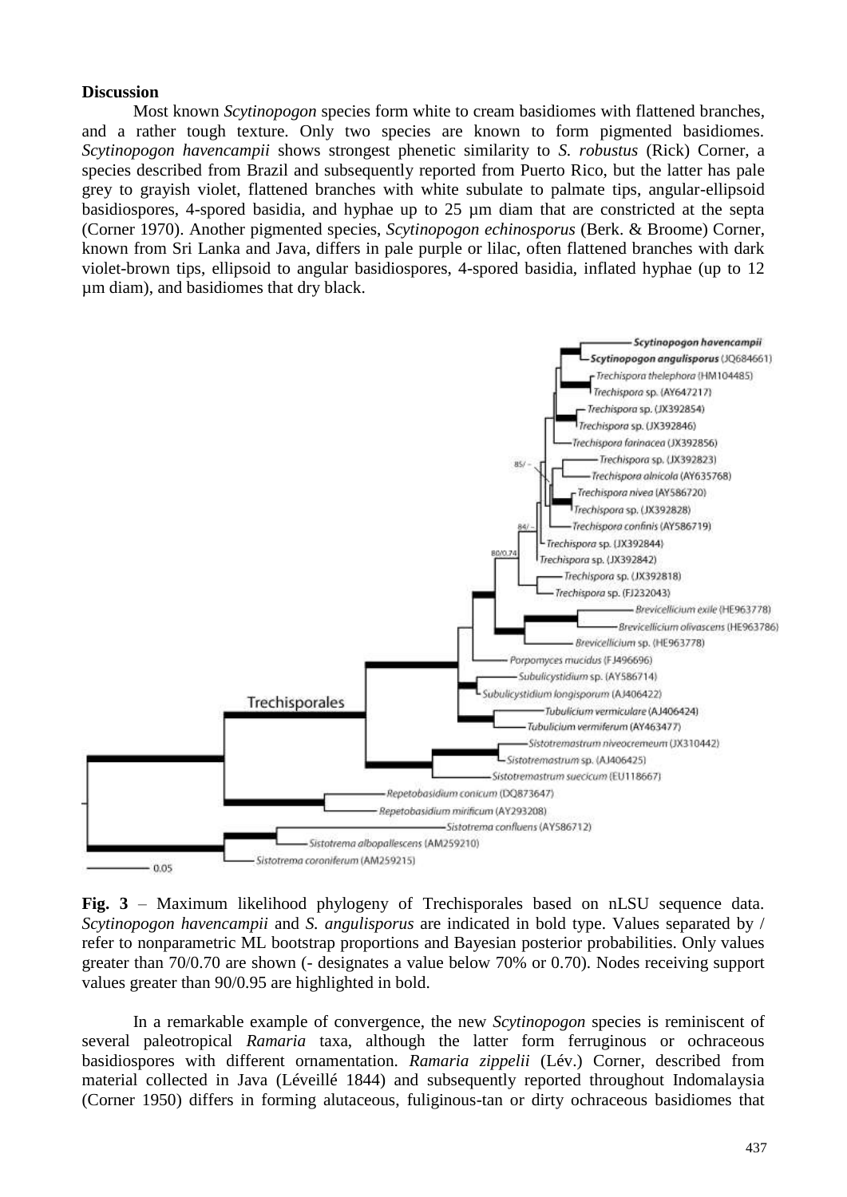## Discussion

Most known *Scytinopogon* species form white to cream basidiomes with flattened branches, and a rather tough texture. Only two species are known to form pigmented basidiomes. *Scytinopogon havencampii* shows strongest phenetic similarity to *S. robustus* (Rick) Corner, a species described from Brazil and subsequently reported from Puerto Rico, but the latter has pale grey to grayish violet, flattened branches with white subulate to palmate tips, angular-ellipsoid basidiospores, 4-spored basidia, and hyphae up to 25 µm diam that are constricted at the septa (Corner 1970). Another pigmented species, *Scytinopogon echinosporus* (Berk. & Broome) Corner, known from Sri Lanka and Java, differs in pale purple or lilac, often flattened branches with dark violet-brown tips, ellipsoid to angular basidiospores, 4-spored basidia, inflated hyphae (up to 12 µm diam), and basidiomes that dry black.

**Fig. 3** – Maximum likelihood phylogeny of Trechisporales based on nLSU sequence data. *Scytinopogon havencampii* and *S. angulisporus* are indicated in bold type. Values separated by / refer to nonparametric ML bootstrap proportions and Bayesian posterior probabilities. Only values greater than 70/0.70 are shown (- designates a value below 70% or 0.70). Nodes receiving support values greater than 90/0.95 are highlighted in bold.

In a remarkable example of convergence, the new *Scytinopogon* species is reminiscent of several paleotropical *Ramaria* taxa, although the latter form ferruginous or ochraceous basidiospores with different ornamentation. *Ramaria zippelii* (Lév.) Corner, described from material collected in Java (Léveillé 1844) and subsequently reported throughout Indomalaysia (Corner 1950) differs in forming alutaceous, fuliginous-tan or dirty ochraceous basidiomes that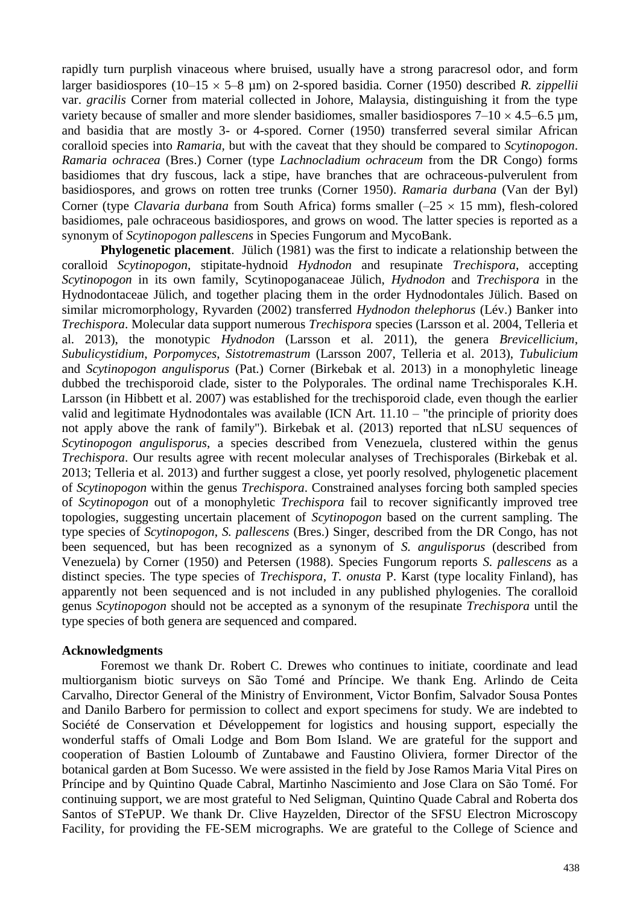rapidly turn purplish vinaceous where bruised, usually have a strong paracresol odor, and form larger basidiospores (10–15 × 5–8 µm) on 2-spored basidia. Corner (1950) described *R. zippellii* var. *gracilis* Corner from material collected in Johore, Malaysia, distinguishing it from the type variety because of smaller and more slender basidiomes, smaller basidiospores 7–10 × 4.5–6.5 µm, and basidia that are mostly 3- or 4-spored. Corner (1950) transferred several similar African coralloid species into *Ramaria*, but with the caveat that they should be compared to *Scytinopogon*. *Ramaria ochracea* (Bres.) Corner (type *Lachnocladium ochraceum* from the DR Congo) forms basidiomes that dry fuscous, lack a stipe, have branches that are ochraceous-pulverulent from basidiospores, and grows on rotten tree trunks (Corner 1950). *Ramaria durbana* (Van der Byl) Corner (type *Clavaria durbana* from South Africa) forms smaller (–25 × 15 mm), flesh-colored basidiomes, pale ochraceous basidiospores, and grows on wood. The latter species is reported as a synonym of *Scytinopogon pallescens* in Species Fungorum and MycoBank.

**Phylogenetic placement**. Jülich (1981) was the first to indicate a relationship between the coralloid *Scytinopogon*, stipitate-hydnoid *Hydnodon* and resupinate *Trechispora*, accepting *Scytinopogon* in its own family, Scytinopoganaceae Jülich, *Hydnodon* and *Trechispora* in the Hydnodontaceae Jülich, and together placing them in the order Hydnodontales Jülich. Based on similar micromorphology, Ryvarden (2002) transferred *Hydnodon thelephorus* (Lév.) Banker into *Trechispora*. Molecular data support numerous *Trechispora* species (Larsson et al. 2004, Telleria et al. 2013), the monotypic *Hydnodon* (Larsson et al. 2011), the genera *Brevicellicium*, *Subulicystidium*, *Porpomyces*, *Sistotremastrum* (Larsson 2007, Telleria et al. 2013), *Tubulicium* and *Scytinopogon angulisporus* (Pat.) Corner (Birkebak et al. 2013) in a monophyletic lineage dubbed the trechisporoid clade, sister to the Polyporales. The ordinal name Trechisporales K.H. Larsson (in Hibbett et al. 2007) was established for the trechisporoid clade, even though the earlier valid and legitimate Hydnodontales was available (ICN Art. 11.10 – "the principle of priority does not apply above the rank of family"). Birkebak et al. (2013) reported that nLSU sequences of *Scytinopogon angulisporus*, a species described from Venezuela, clustered within the genus *Trechispora*. Our results agree with recent molecular analyses of Trechisporales (Birkebak et al. 2013; Telleria et al. 2013) and further suggest a close, yet poorly resolved, phylogenetic placement of *Scytinopogon* within the genus *Trechispora*. Constrained analyses forcing both sampled species of *Scytinopogon* out of a monophyletic *Trechispora* fail to recover significantly improved tree topologies, suggesting uncertain placement of *Scytinopogon* based on the current sampling. The type species of *Scytinopogon*, *S. pallescens* (Bres.) Singer, described from the DR Congo, has not been sequenced, but has been recognized as a synonym of *S. angulisporus* (described from Venezuela) by Corner (1950) and Petersen (1988). Species Fungorum reports *S. pallescens* as a distinct species. The type species of *Trechispora*, *T. onusta* P. Karst (type locality Finland), has apparently not been sequenced and is not included in any published phylogenies. The coralloid genus *Scytinopogon* should not be accepted as a synonym of the resupinate *Trechispora* until the type species of both genera are sequenced and compared.

## Acknowledgments

Foremost we thank Dr. Robert C. Drewes who continues to initiate, coordinate and lead multiorganism biotic surveys on São Tomé and Príncipe. We thank Eng. Arlindo de Ceita Carvalho, Director General of the Ministry of Environment, Victor Bonfim, Salvador Sousa Pontes and Danilo Barbero for permission to collect and export specimens for study. We are indebted to Société de Conservation et Développement for logistics and housing support, especially the wonderful staffs of Omali Lodge and Bom Bom Island. We are grateful for the support and cooperation of Bastien Loloumb of Zuntabawe and Faustino Oliviera, former Director of the botanical garden at Bom Sucesso. We were assisted in the field by Jose Ramos Maria Vital Pires on Príncipe and by Quintino Quade Cabral, Martinho Nascimiento and Jose Clara on São Tomé. For continuing support, we are most grateful to Ned Seligman, Quintino Quade Cabral and Roberta dos Santos of STePUP. We thank Dr. Clive Hayzelden, Director of the SFSU Electron Microscopy Facility, for providing the FE-SEM micrographs. We are grateful to the College of Science and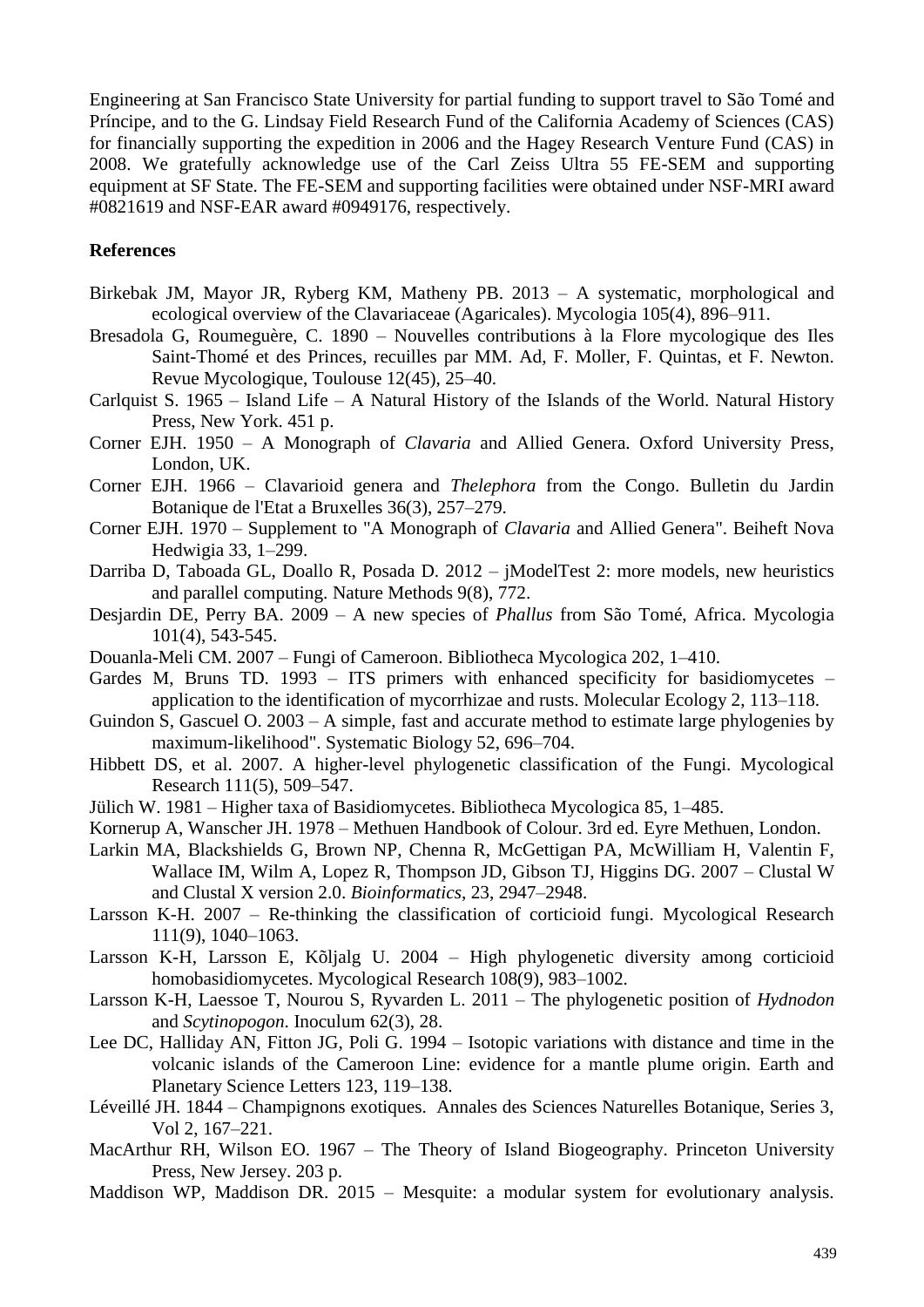Engineering at San Francisco State University for partial funding to support travel to São Tomé and Príncipe, and to the G. Lindsay Field Research Fund of the California Academy of Sciences (CAS) for financially supporting the expedition in 2006 and the Hagey Research Venture Fund (CAS) in 2008. We gratefully acknowledge use of the Carl Zeiss Ultra 55 FE-SEM and supporting equipment at SF State. The FE-SEM and supporting facilities were obtained under NSF-MRI award #0821619 and NSF-EAR award #0949176, respectively.

## References

Birkebak JM, Mayor JR, Ryberg KM, Matheny PB. 2013 – A systematic, morphological and ecological overview of the Clavariaceae (Agaricales). Mycologia 105(4), 896–911.

Bresadola G, Roumeguère, C. 1890 – Nouvelles contributions à la Flore mycologique des Iles Saint-Thomé et des Princes, recuilles par MM. Ad, F. Moller, F. Quintas, et F. Newton. Revue Mycologique, Toulouse 12(45), 25–40.

Carlquist S. 1965 – Island Life – A Natural History of the Islands of the World. Natural History Press, New York. 451 p.

Corner EJH. 1950 – A Monograph of *Clavaria* and Allied Genera. Oxford University Press, London, UK.

Corner EJH. 1966 – Clavarioid genera and *Thelephora* from the Congo. Bulletin du Jardin Botanique de l'Etat a Bruxelles 36(3), 257–279.

Corner EJH. 1970 – Supplement to "A Monograph of *Clavaria* and Allied Genera". Beiheft Nova Hedwigia 33, 1–299.

Darriba D, Taboada GL, Doallo R, Posada D. 2012 – jModelTest 2: more models, new heuristics and parallel computing. Nature Methods 9(8), 772.

Desjardin DE, Perry BA. 2009 – A new species of *Phallus* from São Tomé, Africa. Mycologia 101(4), 543-545.

Douanla-Meli CM. 2007 – Fungi of Cameroon. Bibliotheca Mycologica 202, 1–410.

Gardes M, Bruns TD. 1993 – ITS primers with enhanced specificity for basidiomycetes – application to the identification of mycorrhizae and rusts. Molecular Ecology 2, 113–118.

Guindon S, Gascuel O. 2003 – A simple, fast and accurate method to estimate large phylogenies by maximum-likelihood". Systematic Biology 52, 696–704.

Hibbett DS, et al. 2007. A higher-level phylogenetic classification of the Fungi. Mycological Research 111(5), 509–547.

Jülich W. 1981 – Higher taxa of Basidiomycetes. Bibliotheca Mycologica 85, 1–485.

Kornerup A, Wanscher JH. 1978 – Methuen Handbook of Colour. 3rd ed. Eyre Methuen, London.

Larkin MA, Blackshields G, Brown NP, Chenna R, McGettigan PA, McWilliam H, Valentin F, Wallace IM, Wilm A, Lopez R, Thompson JD, Gibson TJ, Higgins DG. 2007 – Clustal W and Clustal X version 2.0. *Bioinformatics*, 23, 2947–2948.

Larsson K-H. 2007 – Re-thinking the classification of corticioid fungi. Mycological Research 111(9), 1040–1063.

Larsson K-H, Larsson E, Kõljalg U. 2004 – High phylogenetic diversity among corticioid homobasidiomycetes. Mycological Research 108(9), 983–1002.

Larsson K-H, Laessoe T, Nourou S, Ryvarden L. 2011 – The phylogenetic position of *Hydnodon* and *Scytinopogon*. Inoculum 62(3), 28.

Lee DC, Halliday AN, Fitton JG, Poli G. 1994 – Isotopic variations with distance and time in the volcanic islands of the Cameroon Line: evidence for a mantle plume origin. Earth and Planetary Science Letters 123, 119–138.

Léveillé JH. 1844 – Champignons exotiques. Annales des Sciences Naturelles Botanique, Series 3, Vol 2, 167–221.

MacArthur RH, Wilson EO. 1967 – The Theory of Island Biogeography. Princeton University Press, New Jersey. 203 p.

Maddison WP, Maddison DR. 2015 – Mesquite: a modular system for evolutionary analysis.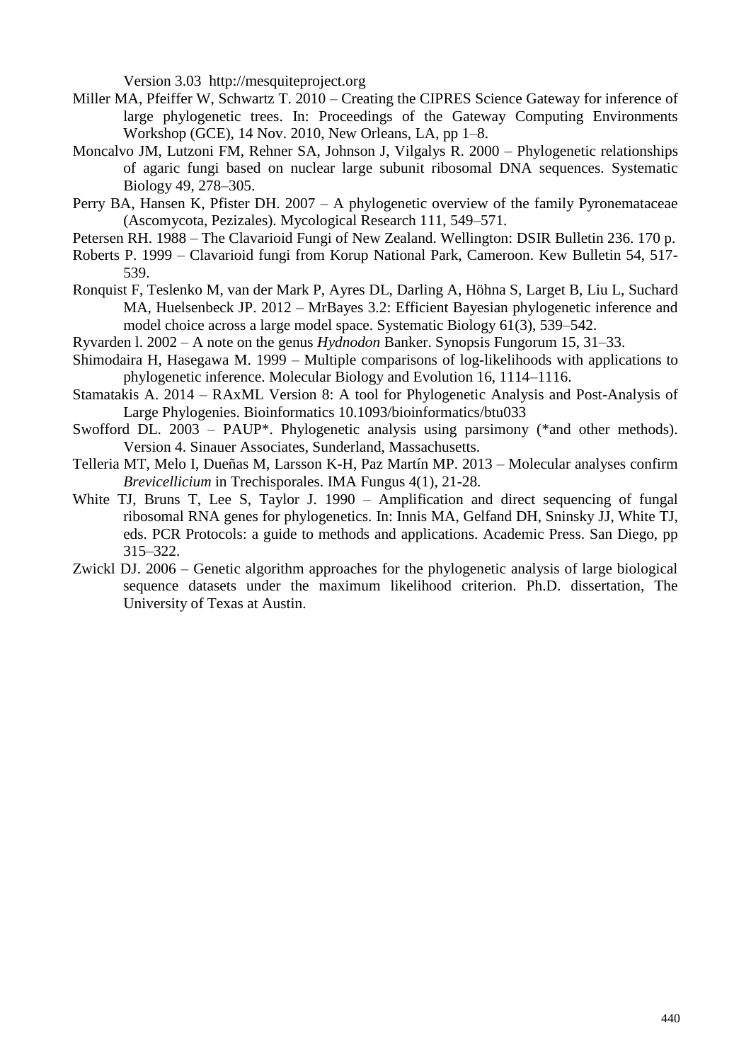Version 3.03 http://mesquiteproject.org

Miller MA, Pfeiffer W, Schwartz T. 2010 – Creating the CIPRES Science Gateway for inference of large phylogenetic trees. In: Proceedings of the Gateway Computing Environments Workshop (GCE), 14 Nov. 2010, New Orleans, LA, pp 1–8.

Moncalvo JM, Lutzoni FM, Rehner SA, Johnson J, Vilgalys R. 2000 – Phylogenetic relationships of agaric fungi based on nuclear large subunit ribosomal DNA sequences. Systematic Biology 49, 278–305.

Perry BA, Hansen K, Pfister DH. 2007 – A phylogenetic overview of the family Pyronemataceae (Ascomycota, Pezizales). Mycological Research 111, 549–571.

Petersen RH. 1988 – The Clavarioid Fungi of New Zealand. Wellington: DSIR Bulletin 236. 170 p.

Roberts P. 1999 – Clavarioid fungi from Korup National Park, Cameroon. Kew Bulletin 54, 517-539.

Ronquist F, Teslenko M, van der Mark P, Ayres DL, Darling A, Höhna S, Larget B, Liu L, Suchard MA, Huelsenbeck JP. 2012 – MrBayes 3.2: Efficient Bayesian phylogenetic inference and model choice across a large model space. Systematic Biology 61(3), 539–542.

Ryvarden l. 2002 – A note on the genus *Hydnodon* Banker. Synopsis Fungorum 15, 31–33.

Shimodaira H, Hasegawa M. 1999 – Multiple comparisons of log-likelihoods with applications to phylogenetic inference. Molecular Biology and Evolution 16, 1114–1116.

Stamatakis A. 2014 – RAxML Version 8: A tool for Phylogenetic Analysis and Post-Analysis of Large Phylogenies. Bioinformatics 10.1093/bioinformatics/btu033

Swofford DL. 2003 – PAUP*. Phylogenetic analysis using parsimony (*and other methods). Version 4. Sinauer Associates, Sunderland, Massachusetts.

Telleria MT, Melo I, Dueñas M, Larsson K-H, Paz Martín MP. 2013 – Molecular analyses confirm *Brevicellicium* in Trechisporales. IMA Fungus 4(1), 21-28.

White TJ, Bruns T, Lee S, Taylor J. 1990 – Amplification and direct sequencing of fungal ribosomal RNA genes for phylogenetics. In: Innis MA, Gelfand DH, Sninsky JJ, White TJ, eds. PCR Protocols: a guide to methods and applications. Academic Press. San Diego, pp 315–322.

Zwickl DJ. 2006 – Genetic algorithm approaches for the phylogenetic analysis of large biological sequence datasets under the maximum likelihood criterion. Ph.D. dissertation, The University of Texas at Austin.